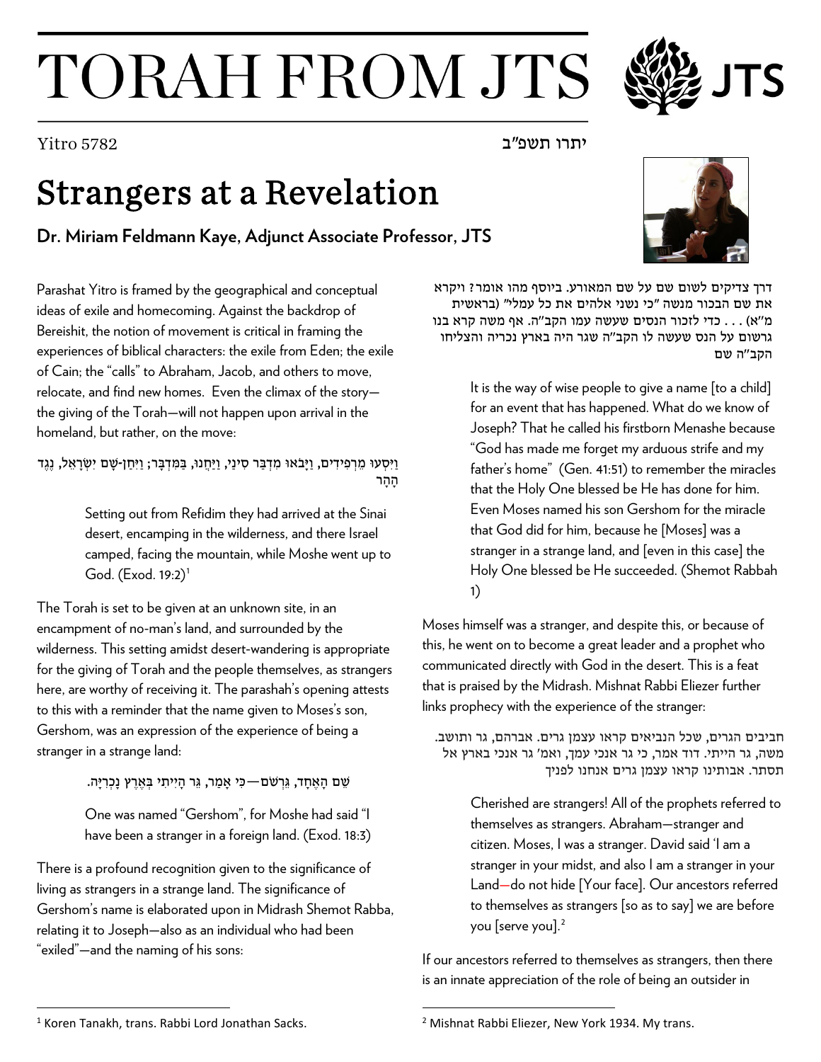# TORAH FROM JTS

Yitro 5782

יתרו תשפ"ב

# Strangers at a Revelation

**Dr. Miriam Feldmann Kaye, Adjunct Associate Professor, JTS**

Parashat Yitro is framed by the geographical and conceptual ideas of exile and homecoming. Against the backdrop of Bereishit, the notion of movement is critical in framing the experiences of biblical characters: the exile from Eden; the exile of Cain; the "calls" to Abraham, Jacob, and others to move, relocate, and find new homes. Even the climax of the story—the giving of the Torah—will not happen upon arrival in the homeland, but rather, on the move:

וַיִּסְעוּ מֵרְפִידִים, וַיָּבֹאוּ מִדְבַּר סִינַי, וַיַּחֲנוּ, בַּמִּדְבָּר; וַיִּחַן-שָׁם יִשְׂרָאֵל, נֶגֶד הָהָר

> Setting out from Refidim they had arrived at the Sinai desert, encamping in the wilderness, and there Israel camped, facing the mountain, while Moshe went up to God. (Exod. 19:2)[1]

The Torah is set to be given at an unknown site, in an encampment of no-man's land, and surrounded by the wilderness. This setting amidst desert-wandering is appropriate for the giving of Torah and the people themselves, as strangers here, are worthy of receiving it. The parashah's opening attests to this with a reminder that the name given to Moses's son, Gershom, was an expression of the experience of being a stranger in a strange land:

שֵׁם הָאֶחָד, גֵּרְשֹׁם—כִּי אָמַר, גֵּר הָיִיתִי בְּאֶרֶץ נָכְרִיָּה.

> One was named "Gershom", for Moshe had said "I have been a stranger in a foreign land. (Exod. 18:3)

There is a profound recognition given to the significance of living as strangers in a strange land. The significance of Gershom's name is elaborated upon in Midrash Shemot Rabba, relating it to Joseph—also as an individual who had been "exiled"—and the naming of his sons:

דרך צדיקים לשום שם על שם המאורע. ביוסף מהו אומר? ויקרא את שם הבכור מנשה "כי נשני אלהים את כל עמלי" (בראשית מ"א) . . . כדי לזכור הנסים שעשה עמו הקב"ה. אף משה קרא בנו גרשום על הנס שעשה לו הקב"ה שגר היה בארץ נכריה והצליחו הקב"ה שם

> It is the way of wise people to give a name [to a child] for an event that has happened. What do we know of Joseph? That he called his firstborn Menashe because "God has made me forget my arduous strife and my father's home" (Gen. 41:51) to remember the miracles that the Holy One blessed be He has done for him. Even Moses named his son Gershom for the miracle that God did for him, because he [Moses] was a stranger in a strange land, and [even in this case] the Holy One blessed be He succeeded. (Shemot Rabbah 1)

Moses himself was a stranger, and despite this, or because of this, he went on to become a great leader and a prophet who communicated directly with God in the desert. This is a feat that is praised by the Midrash. Mishnat Rabbi Eliezer further links prophecy with the experience of the stranger:

חביבים הגרים, שכל הנביאים קראו עצמן גרים. אברהם, גר ותושב. משה, גר הייתי. דוד אמר, כי גר אנכי עמך, ואמ' גר אנכי בארץ אל תסתר. אבותינו קראו עצמן גרים אנחנו לפניך

> Cherished are strangers! All of the prophets referred to themselves as strangers. Abraham—stranger and citizen. Moses, I was a stranger. David said 'I am a stranger in your midst, and also I am a stranger in your Land—do not hide [Your face]. Our ancestors referred to themselves as strangers [so as to say] we are before you [serve you].[2]

If our ancestors referred to themselves as strangers, then there is an innate appreciation of the role of being an outsider in

---

[1] Koren Tanakh, trans. Rabbi Lord Jonathan Sacks.

[2] Mishnat Rabbi Eliezer, New York 1934. My trans.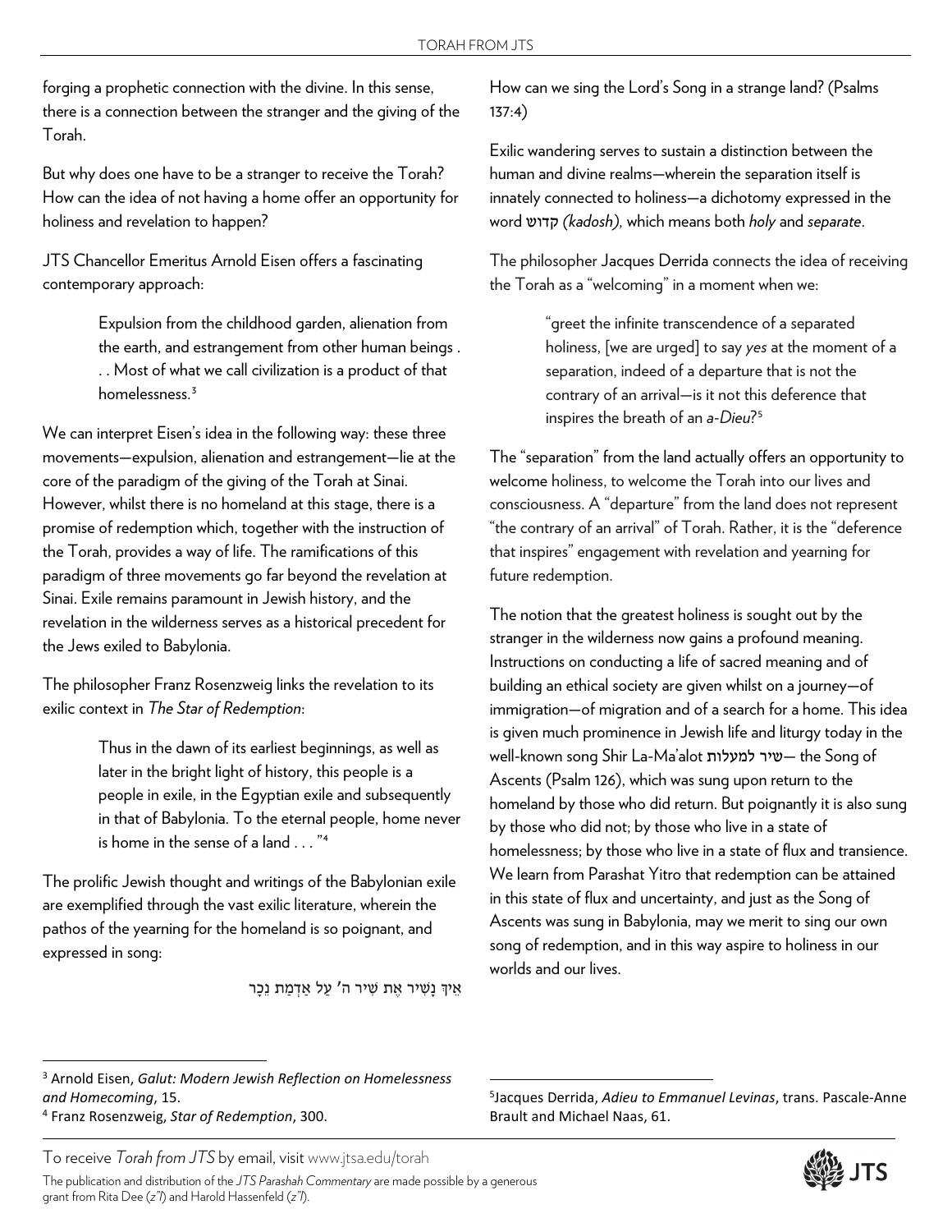forging a prophetic connection with the divine. In this sense, there is a connection between the stranger and the giving of the Torah.

But why does one have to be a stranger to receive the Torah? How can the idea of not having a home offer an opportunity for holiness and revelation to happen?

JTS Chancellor Emeritus Arnold Eisen offers a fascinating contemporary approach:

> Expulsion from the childhood garden, alienation from the earth, and estrangement from other human beings . . . Most of what we call civilization is a product of that homelessness.[3]

We can interpret Eisen's idea in the following way: these three movements—expulsion, alienation and estrangement—lie at the core of the paradigm of the giving of the Torah at Sinai. However, whilst there is no homeland at this stage, there is a promise of redemption which, together with the instruction of the Torah, provides a way of life. The ramifications of this paradigm of three movements go far beyond the revelation at Sinai. Exile remains paramount in Jewish history, and the revelation in the wilderness serves as a historical precedent for the Jews exiled to Babylonia.

The philosopher Franz Rosenzweig links the revelation to its exilic context in *The Star of Redemption*:

> Thus in the dawn of its earliest beginnings, as well as later in the bright light of history, this people is a people in exile, in the Egyptian exile and subsequently in that of Babylonia. To the eternal people, home never is home in the sense of a land . . . "[4]

The prolific Jewish thought and writings of the Babylonian exile are exemplified through the vast exilic literature, wherein the pathos of the yearning for the homeland is so poignant, and expressed in song:

אֵיךְ נָשִׁיר אֶת שִׁיר ה' עַל אַדְמַת נֵכָר

How can we sing the Lord's Song in a strange land? (Psalms 137:4)

Exilic wandering serves to sustain a distinction between the human and divine realms—wherein the separation itself is innately connected to holiness—a dichotomy expressed in the word קדוש *(kadosh)*, which means both *holy* and *separate*.

The philosopher Jacques Derrida connects the idea of receiving the Torah as a "welcoming" in a moment when we:

> "greet the infinite transcendence of a separated holiness, [we are urged] to say *yes* at the moment of a separation, indeed of a departure that is not the contrary of an arrival—is it not this deference that inspires the breath of an *a-Dieu*?[5]

The "separation" from the land actually offers an opportunity to welcome holiness, to welcome the Torah into our lives and consciousness. A "departure" from the land does not represent "the contrary of an arrival" of Torah. Rather, it is the "deference that inspires" engagement with revelation and yearning for future redemption.

The notion that the greatest holiness is sought out by the stranger in the wilderness now gains a profound meaning. Instructions on conducting a life of sacred meaning and of building an ethical society are given whilst on a journey—of immigration—of migration and of a search for a home. This idea is given much prominence in Jewish life and liturgy today in the well-known song Shir La-Ma'alot שיר למעלות— the Song of Ascents (Psalm 126), which was sung upon return to the homeland by those who did return. But poignantly it is also sung by those who did not; by those who live in a state of homelessness; by those who live in a state of flux and transience. We learn from Parashat Yitro that redemption can be attained in this state of flux and uncertainty, and just as the Song of Ascents was sung in Babylonia, may we merit to sing our own song of redemption, and in this way aspire to holiness in our worlds and our lives.

---

[3] Arnold Eisen, *Galut: Modern Jewish Reflection on Homelessness and Homecoming*, 15.

[4] Franz Rosenzweig, *Star of Redemption*, 300.

[5] Jacques Derrida, *Adieu to Emmanuel Levinas*, trans. Pascale-Anne Brault and Michael Naas, 61.

To receive *Torah from JTS* by email, visit www.jtsa.edu/torah

The publication and distribution of the *JTS Parashah Commentary* are made possible by a generous grant from Rita Dee (*z"l*) and Harold Hassenfeld (*z"l*).